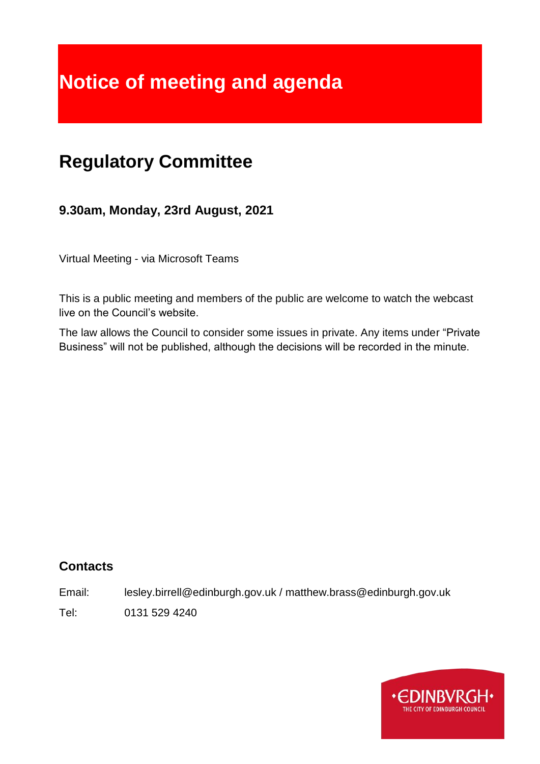# Notice of meeting and agenda

## Regulatory Committee

### 9.30am, Monday, 23rd August, 2021

Virtual Meeting - via Microsoft Teams

This is a public meeting and members of the public are welcome to watch the webcast live on the Council's website.

The law allows the Council to consider some issues in private. Any items under "Private Business" will not be published, although the decisions will be recorded in the minute.

### Contacts

Email: lesley.birrell@edinburgh.gov.uk / matthew.brass@edinburgh.gov.uk

Tel: 0131 529 4240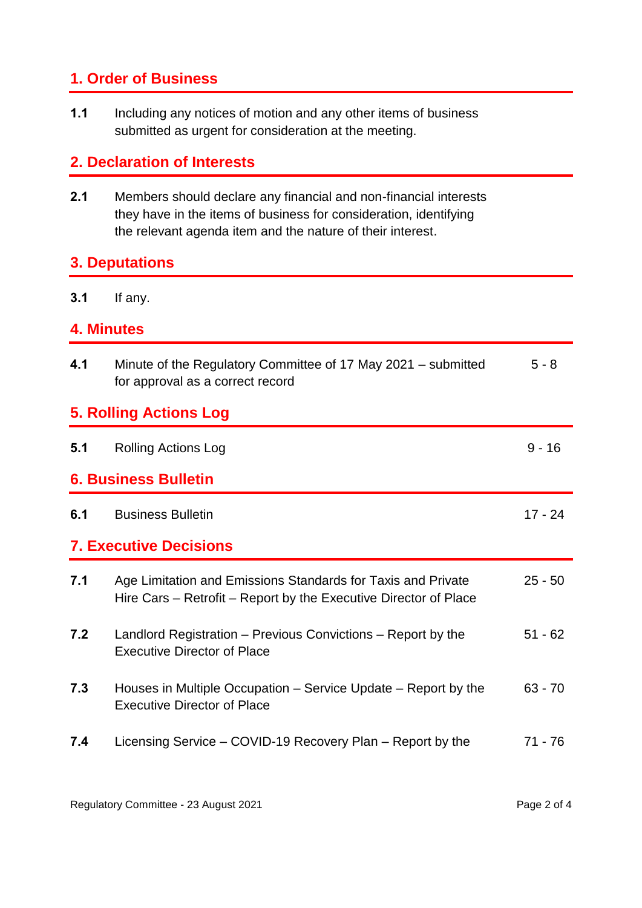## 1. Order of Business

**1.1** Including any notices of motion and any other items of business submitted as urgent for consideration at the meeting.

## 2. Declaration of Interests

**2.1** Members should declare any financial and non-financial interests they have in the items of business for consideration, identifying the relevant agenda item and the nature of their interest.

## 3. Deputations

**3.1** If any.

## 4. Minutes

| | | |
|---|---|---|
| **4.1** | Minute of the Regulatory Committee of 17 May 2021 – submitted for approval as a correct record | 5 - 8 |

## 5. Rolling Actions Log

| | | |
|---|---|---|
| **5.1** | Rolling Actions Log | 9 - 16 |

## 6. Business Bulletin

| | | |
|---|---|---|
| **6.1** | Business Bulletin | 17 - 24 |

## 7. Executive Decisions

| | | |
|---|---|---|
| **7.1** | Age Limitation and Emissions Standards for Taxis and Private Hire Cars – Retrofit – Report by the Executive Director of Place | 25 - 50 |
| **7.2** | Landlord Registration – Previous Convictions – Report by the Executive Director of Place | 51 - 62 |
| **7.3** | Houses in Multiple Occupation – Service Update – Report by the Executive Director of Place | 63 - 70 |
| **7.4** | Licensing Service – COVID-19 Recovery Plan – Report by the | 71 - 76 |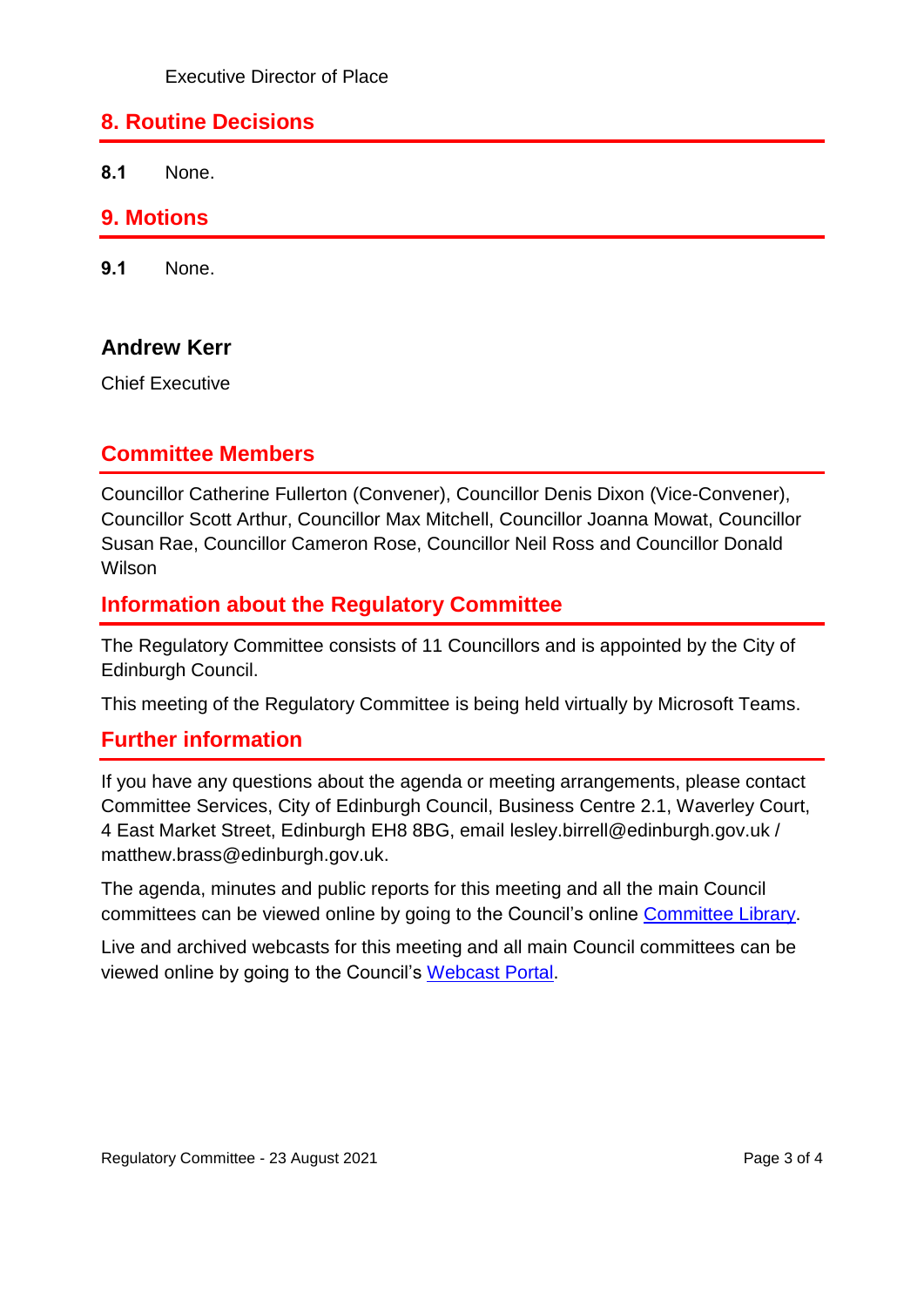Executive Director of Place

## 8. Routine Decisions

**8.1** None.

## 9. Motions

**9.1** None.

**Andrew Kerr**

Chief Executive

## Committee Members

Councillor Catherine Fullerton (Convener), Councillor Denis Dixon (Vice-Convener), Councillor Scott Arthur, Councillor Max Mitchell, Councillor Joanna Mowat, Councillor Susan Rae, Councillor Cameron Rose, Councillor Neil Ross and Councillor Donald Wilson

## Information about the Regulatory Committee

The Regulatory Committee consists of 11 Councillors and is appointed by the City of Edinburgh Council.

This meeting of the Regulatory Committee is being held virtually by Microsoft Teams.

## Further information

If you have any questions about the agenda or meeting arrangements, please contact Committee Services, City of Edinburgh Council, Business Centre 2.1, Waverley Court, 4 East Market Street, Edinburgh EH8 8BG, email lesley.birrell@edinburgh.gov.uk / matthew.brass@edinburgh.gov.uk.

The agenda, minutes and public reports for this meeting and all the main Council committees can be viewed online by going to the Council's online Committee Library.

Live and archived webcasts for this meeting and all main Council committees can be viewed online by going to the Council's Webcast Portal.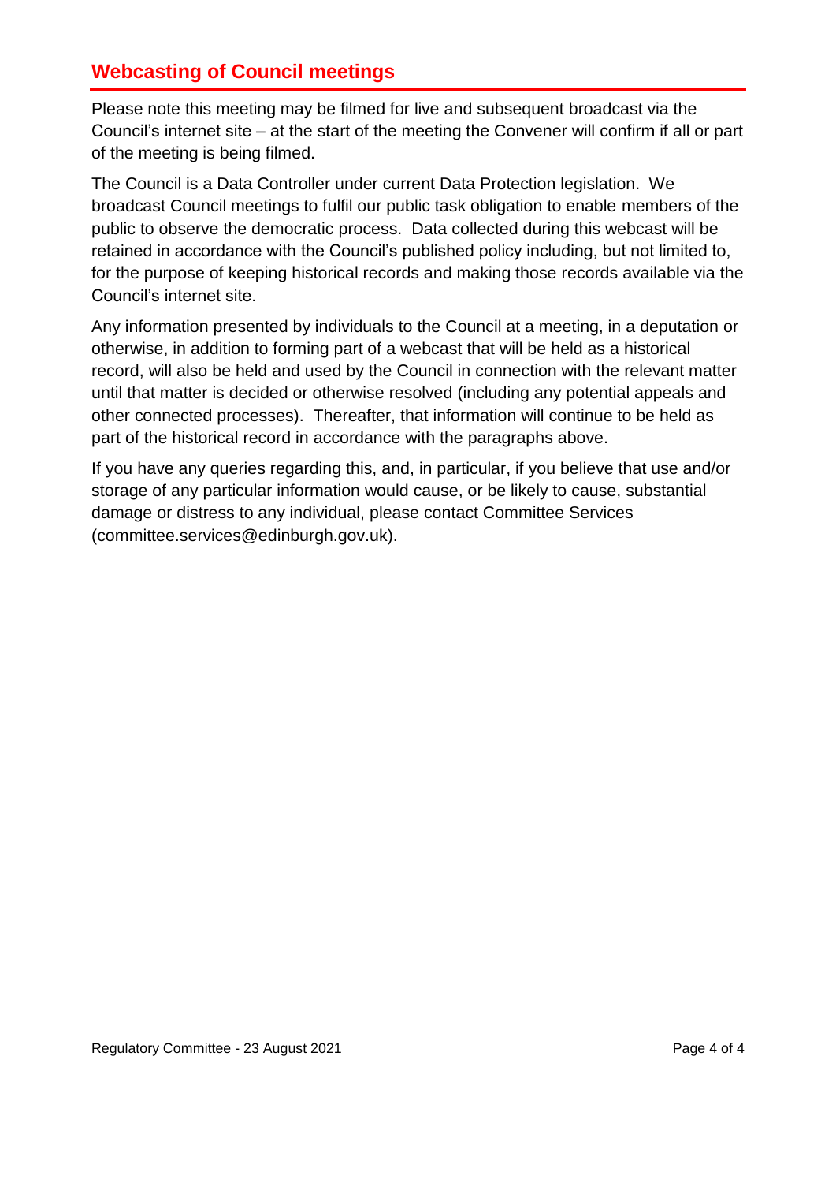## Webcasting of Council meetings

Please note this meeting may be filmed for live and subsequent broadcast via the Council's internet site – at the start of the meeting the Convener will confirm if all or part of the meeting is being filmed.

The Council is a Data Controller under current Data Protection legislation. We broadcast Council meetings to fulfil our public task obligation to enable members of the public to observe the democratic process. Data collected during this webcast will be retained in accordance with the Council's published policy including, but not limited to, for the purpose of keeping historical records and making those records available via the Council's internet site.

Any information presented by individuals to the Council at a meeting, in a deputation or otherwise, in addition to forming part of a webcast that will be held as a historical record, will also be held and used by the Council in connection with the relevant matter until that matter is decided or otherwise resolved (including any potential appeals and other connected processes). Thereafter, that information will continue to be held as part of the historical record in accordance with the paragraphs above.

If you have any queries regarding this, and, in particular, if you believe that use and/or storage of any particular information would cause, or be likely to cause, substantial damage or distress to any individual, please contact Committee Services (committee.services@edinburgh.gov.uk).